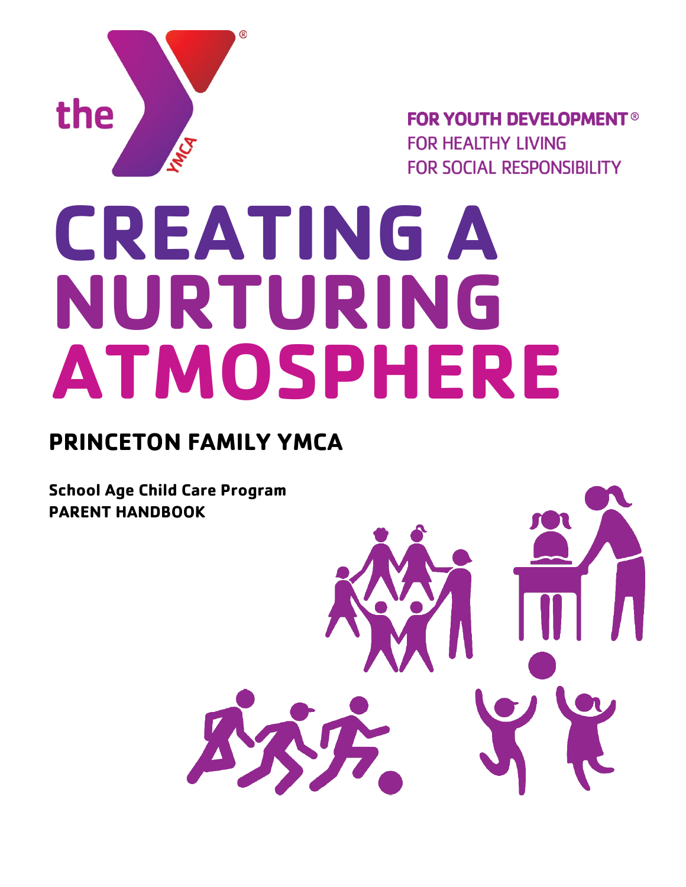the YMCA®

**FOR YOUTH DEVELOPMENT®**
FOR HEALTHY LIVING
FOR SOCIAL RESPONSIBILITY

# CREATING A NURTURING ATMOSPHERE

## PRINCETON FAMILY YMCA

**School Age Child Care Program**
**PARENT HANDBOOK**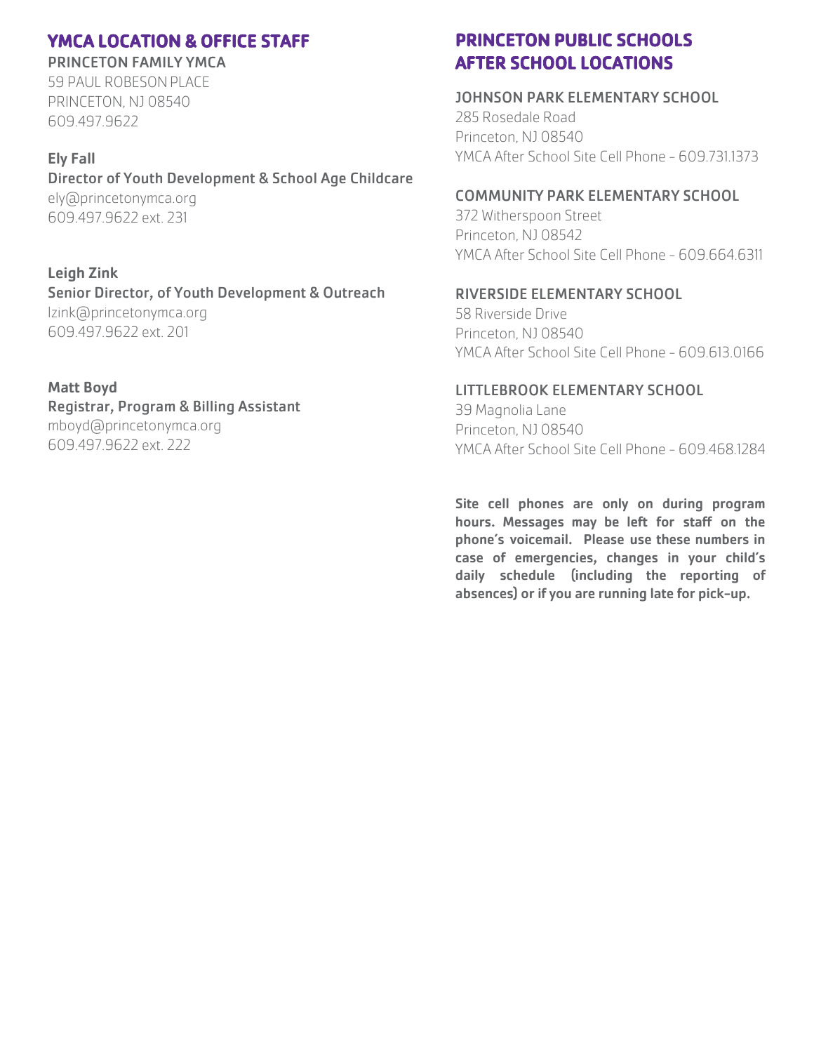## YMCA LOCATION & OFFICE STAFF

**PRINCETON FAMILY YMCA**
59 PAUL ROBESON PLACE
PRINCETON, NJ 08540
609.497.9622

**Ely Fall**
**Director of Youth Development & School Age Childcare**
ely@princetonymca.org
609.497.9622 ext. 231

**Leigh Zink**
**Senior Director, of Youth Development & Outreach**
lzink@princetonymca.org
609.497.9622 ext. 201

**Matt Boyd**
**Registrar, Program & Billing Assistant**
mboyd@princetonymca.org
609.497.9622 ext. 222

## PRINCETON PUBLIC SCHOOLS AFTER SCHOOL LOCATIONS

**JOHNSON PARK ELEMENTARY SCHOOL**
285 Rosedale Road
Princeton, NJ 08540
YMCA After School Site Cell Phone - 609.731.1373

**COMMUNITY PARK ELEMENTARY SCHOOL**
372 Witherspoon Street
Princeton, NJ 08542
YMCA After School Site Cell Phone - 609.664.6311

**RIVERSIDE ELEMENTARY SCHOOL**
58 Riverside Drive
Princeton, NJ 08540
YMCA After School Site Cell Phone - 609.613.0166

**LITTLEBROOK ELEMENTARY SCHOOL**
39 Magnolia Lane
Princeton, NJ 08540
YMCA After School Site Cell Phone - 609.468.1284

**Site cell phones are only on during program hours. Messages may be left for staff on the phone's voicemail. Please use these numbers in case of emergencies, changes in your child's daily schedule (including the reporting of absences) or if you are running late for pick-up.**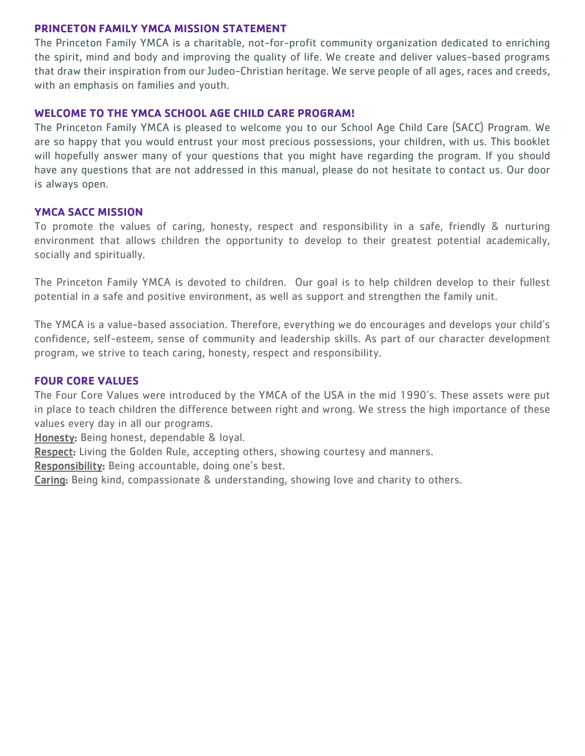## PRINCETON FAMILY YMCA MISSION STATEMENT

The Princeton Family YMCA is a charitable, not-for-profit community organization dedicated to enriching the spirit, mind and body and improving the quality of life. We create and deliver values-based programs that draw their inspiration from our Judeo-Christian heritage. We serve people of all ages, races and creeds, with an emphasis on families and youth.

## WELCOME TO THE YMCA SCHOOL AGE CHILD CARE PROGRAM!

The Princeton Family YMCA is pleased to welcome you to our School Age Child Care (SACC) Program. We are so happy that you would entrust your most precious possessions, your children, with us. This booklet will hopefully answer many of your questions that you might have regarding the program. If you should have any questions that are not addressed in this manual, please do not hesitate to contact us. Our door is always open.

## YMCA SACC MISSION

To promote the values of caring, honesty, respect and responsibility in a safe, friendly & nurturing environment that allows children the opportunity to develop to their greatest potential academically, socially and spiritually.

The Princeton Family YMCA is devoted to children. Our goal is to help children develop to their fullest potential in a safe and positive environment, as well as support and strengthen the family unit.

The YMCA is a value-based association. Therefore, everything we do encourages and develops your child's confidence, self-esteem, sense of community and leadership skills. As part of our character development program, we strive to teach caring, honesty, respect and responsibility.

## FOUR CORE VALUES

The Four Core Values were introduced by the YMCA of the USA in the mid 1990's. These assets were put in place to teach children the difference between right and wrong. We stress the high importance of these values every day in all our programs.

**Honesty:** Being honest, dependable & loyal.

**Respect:** Living the Golden Rule, accepting others, showing courtesy and manners.

**Responsibility:** Being accountable, doing one's best.

**Caring:** Being kind, compassionate & understanding, showing love and charity to others.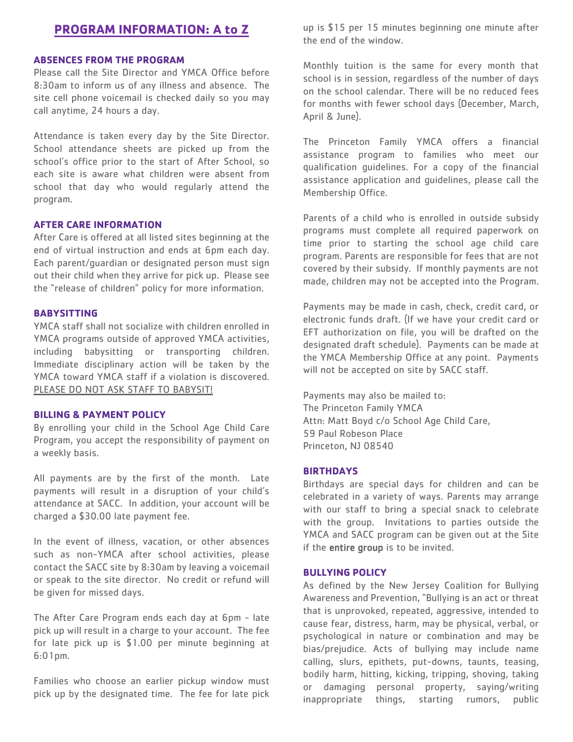# PROGRAM INFORMATION: A to Z

### ABSENCES FROM THE PROGRAM

Please call the Site Director and YMCA Office before 8:30am to inform us of any illness and absence. The site cell phone voicemail is checked daily so you may call anytime, 24 hours a day.

Attendance is taken every day by the Site Director. School attendance sheets are picked up from the school's office prior to the start of After School, so each site is aware what children were absent from school that day who would regularly attend the program.

### AFTER CARE INFORMATION

After Care is offered at all listed sites beginning at the end of virtual instruction and ends at 6pm each day. Each parent/guardian or designated person must sign out their child when they arrive for pick up. Please see the "release of children" policy for more information.

### BABYSITTING

YMCA staff shall not socialize with children enrolled in YMCA programs outside of approved YMCA activities, including babysitting or transporting children. Immediate disciplinary action will be taken by the YMCA toward YMCA staff if a violation is discovered. <u>PLEASE DO NOT ASK STAFF TO BABYSIT!</u>

### BILLING & PAYMENT POLICY

By enrolling your child in the School Age Child Care Program, you accept the responsibility of payment on a weekly basis.

All payments are by the first of the month. Late payments will result in a disruption of your child's attendance at SACC. In addition, your account will be charged a $30.00 late payment fee.

In the event of illness, vacation, or other absences such as non-YMCA after school activities, please contact the SACC site by 8:30am by leaving a voicemail or speak to the site director. No credit or refund will be given for missed days.

The After Care Program ends each day at 6pm - late pick up will result in a charge to your account. The fee for late pick up is $1.00 per minute beginning at 6:01pm.

Families who choose an earlier pickup window must pick up by the designated time. The fee for late pick up is $15 per 15 minutes beginning one minute after the end of the window.

Monthly tuition is the same for every month that school is in session, regardless of the number of days on the school calendar. There will be no reduced fees for months with fewer school days (December, March, April & June).

The Princeton Family YMCA offers a financial assistance program to families who meet our qualification guidelines. For a copy of the financial assistance application and guidelines, please call the Membership Office.

Parents of a child who is enrolled in outside subsidy programs must complete all required paperwork on time prior to starting the school age child care program. Parents are responsible for fees that are not covered by their subsidy. If monthly payments are not made, children may not be accepted into the Program.

Payments may be made in cash, check, credit card, or electronic funds draft. (If we have your credit card or EFT authorization on file, you will be drafted on the designated draft schedule). Payments can be made at the YMCA Membership Office at any point. Payments will not be accepted on site by SACC staff.

Payments may also be mailed to:
The Princeton Family YMCA
Attn: Matt Boyd c/o School Age Child Care,
59 Paul Robeson Place
Princeton, NJ 08540

### BIRTHDAYS

Birthdays are special days for children and can be celebrated in a variety of ways. Parents may arrange with our staff to bring a special snack to celebrate with the group. Invitations to parties outside the YMCA and SACC program can be given out at the Site if the **entire group** is to be invited.

### BULLYING POLICY

As defined by the New Jersey Coalition for Bullying Awareness and Prevention, "Bullying is an act or threat that is unprovoked, repeated, aggressive, intended to cause fear, distress, harm, may be physical, verbal, or psychological in nature or combination and may be bias/prejudice. Acts of bullying may include name calling, slurs, epithets, put-downs, taunts, teasing, bodily harm, hitting, kicking, tripping, shoving, taking or damaging personal property, saying/writing inappropriate things, starting rumors, public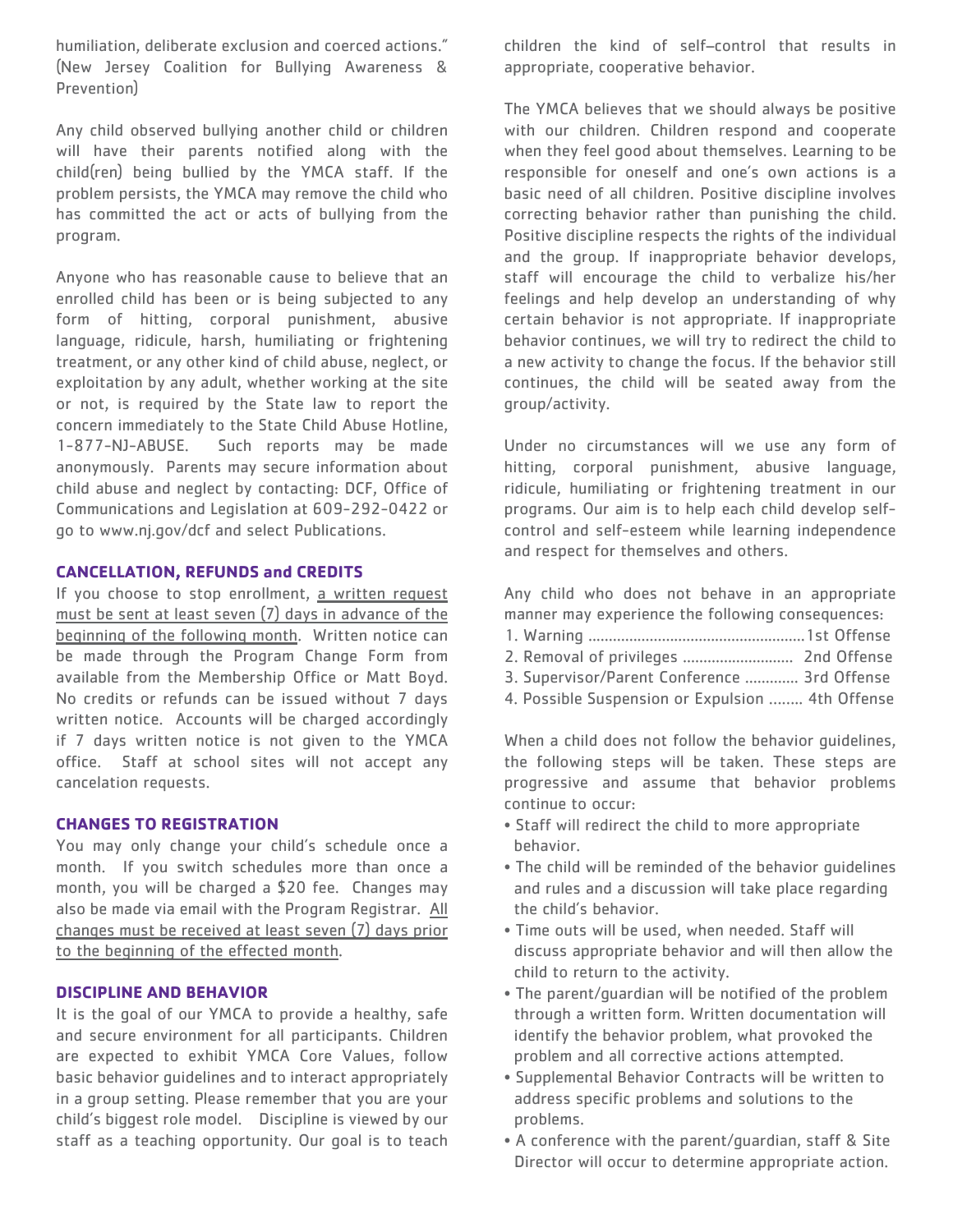humiliation, deliberate exclusion and coerced actions." (New Jersey Coalition for Bullying Awareness & Prevention)

Any child observed bullying another child or children will have their parents notified along with the child(ren) being bullied by the YMCA staff. If the problem persists, the YMCA may remove the child who has committed the act or acts of bullying from the program.

Anyone who has reasonable cause to believe that an enrolled child has been or is being subjected to any form of hitting, corporal punishment, abusive language, ridicule, harsh, humiliating or frightening treatment, or any other kind of child abuse, neglect, or exploitation by any adult, whether working at the site or not, is required by the State law to report the concern immediately to the State Child Abuse Hotline, 1-877-NJ-ABUSE. Such reports may be made anonymously. Parents may secure information about child abuse and neglect by contacting: DCF, Office of Communications and Legislation at 609-292-0422 or go to www.nj.gov/dcf and select Publications.

### CANCELLATION, REFUNDS and CREDITS

If you choose to stop enrollment, a written request must be sent at least seven (7) days in advance of the beginning of the following month. Written notice can be made through the Program Change Form from available from the Membership Office or Matt Boyd. No credits or refunds can be issued without 7 days written notice. Accounts will be charged accordingly if 7 days written notice is not given to the YMCA office. Staff at school sites will not accept any cancelation requests.

### CHANGES TO REGISTRATION

You may only change your child's schedule once a month. If you switch schedules more than once a month, you will be charged a $20 fee. Changes may also be made via email with the Program Registrar. All changes must be received at least seven (7) days prior to the beginning of the effected month.

### DISCIPLINE AND BEHAVIOR

It is the goal of our YMCA to provide a healthy, safe and secure environment for all participants. Children are expected to exhibit YMCA Core Values, follow basic behavior guidelines and to interact appropriately in a group setting. Please remember that you are your child's biggest role model. Discipline is viewed by our staff as a teaching opportunity. Our goal is to teach children the kind of self–control that results in appropriate, cooperative behavior.

The YMCA believes that we should always be positive with our children. Children respond and cooperate when they feel good about themselves. Learning to be responsible for oneself and one's own actions is a basic need of all children. Positive discipline involves correcting behavior rather than punishing the child. Positive discipline respects the rights of the individual and the group. If inappropriate behavior develops, staff will encourage the child to verbalize his/her feelings and help develop an understanding of why certain behavior is not appropriate. If inappropriate behavior continues, we will try to redirect the child to a new activity to change the focus. If the behavior still continues, the child will be seated away from the group/activity.

Under no circumstances will we use any form of hitting, corporal punishment, abusive language, ridicule, humiliating or frightening treatment in our programs. Our aim is to help each child develop self-control and self-esteem while learning independence and respect for themselves and others.

Any child who does not behave in an appropriate manner may experience the following consequences:

1. Warning ..................................................... 1st Offense
2. Removal of privileges ........................... 2nd Offense
3. Supervisor/Parent Conference ............. 3rd Offense
4. Possible Suspension or Expulsion ........ 4th Offense

When a child does not follow the behavior guidelines, the following steps will be taken. These steps are progressive and assume that behavior problems continue to occur:

- Staff will redirect the child to more appropriate behavior.
- The child will be reminded of the behavior guidelines and rules and a discussion will take place regarding the child's behavior.
- Time outs will be used, when needed. Staff will discuss appropriate behavior and will then allow the child to return to the activity.
- The parent/guardian will be notified of the problem through a written form. Written documentation will identify the behavior problem, what provoked the problem and all corrective actions attempted.
- Supplemental Behavior Contracts will be written to address specific problems and solutions to the problems.
- A conference with the parent/guardian, staff & Site Director will occur to determine appropriate action.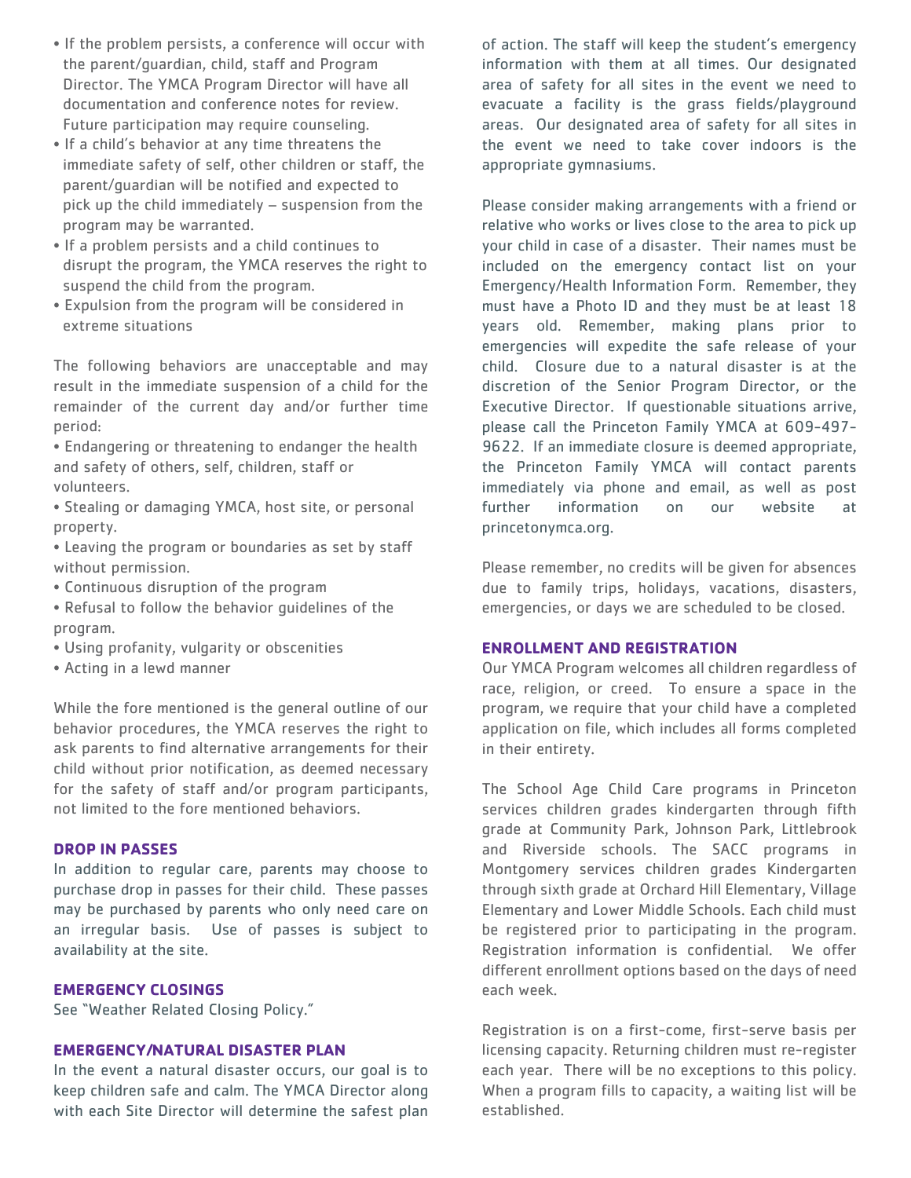- If the problem persists, a conference will occur with the parent/guardian, child, staff and Program Director. The YMCA Program Director will have all documentation and conference notes for review. Future participation may require counseling.
- If a child's behavior at any time threatens the immediate safety of self, other children or staff, the parent/guardian will be notified and expected to pick up the child immediately – suspension from the program may be warranted.
- If a problem persists and a child continues to disrupt the program, the YMCA reserves the right to suspend the child from the program.
- Expulsion from the program will be considered in extreme situations

The following behaviors are unacceptable and may result in the immediate suspension of a child for the remainder of the current day and/or further time period:

- Endangering or threatening to endanger the health and safety of others, self, children, staff or volunteers.
- Stealing or damaging YMCA, host site, or personal property.
- Leaving the program or boundaries as set by staff without permission.
- Continuous disruption of the program
- Refusal to follow the behavior guidelines of the program.
- Using profanity, vulgarity or obscenities
- Acting in a lewd manner

While the fore mentioned is the general outline of our behavior procedures, the YMCA reserves the right to ask parents to find alternative arrangements for their child without prior notification, as deemed necessary for the safety of staff and/or program participants, not limited to the fore mentioned behaviors.

## DROP IN PASSES

In addition to regular care, parents may choose to purchase drop in passes for their child. These passes may be purchased by parents who only need care on an irregular basis. Use of passes is subject to availability at the site.

## EMERGENCY CLOSINGS

See "Weather Related Closing Policy."

## EMERGENCY/NATURAL DISASTER PLAN

In the event a natural disaster occurs, our goal is to keep children safe and calm. The YMCA Director along with each Site Director will determine the safest plan of action. The staff will keep the student's emergency information with them at all times. Our designated area of safety for all sites in the event we need to evacuate a facility is the grass fields/playground areas. Our designated area of safety for all sites in the event we need to take cover indoors is the appropriate gymnasiums.

Please consider making arrangements with a friend or relative who works or lives close to the area to pick up your child in case of a disaster. Their names must be included on the emergency contact list on your Emergency/Health Information Form. Remember, they must have a Photo ID and they must be at least 18 years old. Remember, making plans prior to emergencies will expedite the safe release of your child. Closure due to a natural disaster is at the discretion of the Senior Program Director, or the Executive Director. If questionable situations arrive, please call the Princeton Family YMCA at 609-497-9622. If an immediate closure is deemed appropriate, the Princeton Family YMCA will contact parents immediately via phone and email, as well as post further information on our website at princetonymca.org.

Please remember, no credits will be given for absences due to family trips, holidays, vacations, disasters, emergencies, or days we are scheduled to be closed.

## ENROLLMENT AND REGISTRATION

Our YMCA Program welcomes all children regardless of race, religion, or creed. To ensure a space in the program, we require that your child have a completed application on file, which includes all forms completed in their entirety.

The School Age Child Care programs in Princeton services children grades kindergarten through fifth grade at Community Park, Johnson Park, Littlebrook and Riverside schools. The SACC programs in Montgomery services children grades Kindergarten through sixth grade at Orchard Hill Elementary, Village Elementary and Lower Middle Schools. Each child must be registered prior to participating in the program. Registration information is confidential. We offer different enrollment options based on the days of need each week.

Registration is on a first-come, first-serve basis per licensing capacity. Returning children must re-register each year. There will be no exceptions to this policy. When a program fills to capacity, a waiting list will be established.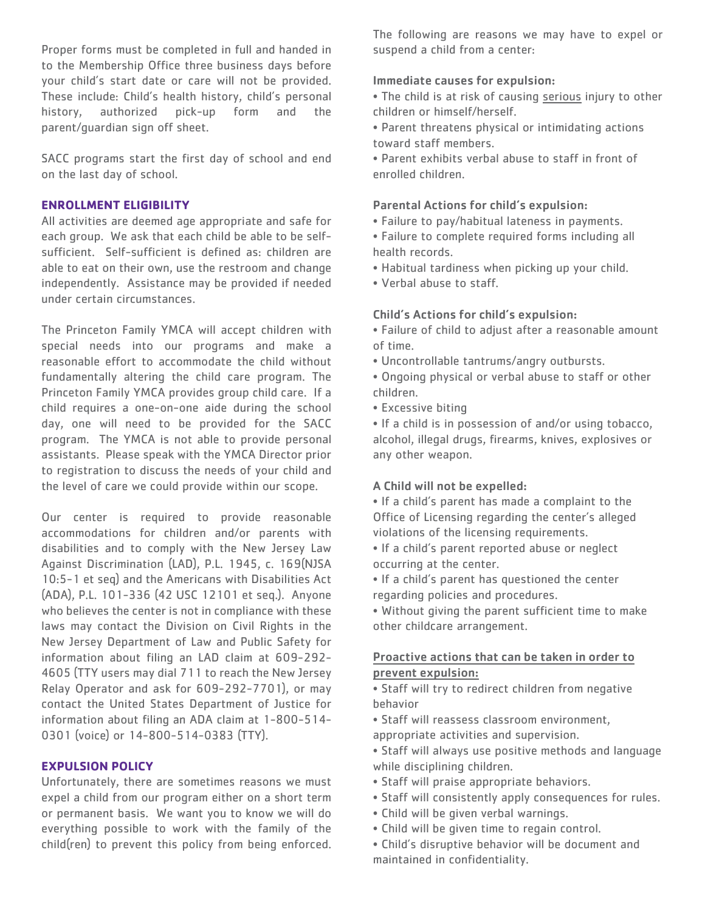Proper forms must be completed in full and handed in to the Membership Office three business days before your child's start date or care will not be provided. These include: Child's health history, child's personal history, authorized pick-up form and the parent/guardian sign off sheet.

SACC programs start the first day of school and end on the last day of school.

## ENROLLMENT ELIGIBILITY

All activities are deemed age appropriate and safe for each group. We ask that each child be able to be self-sufficient. Self-sufficient is defined as: children are able to eat on their own, use the restroom and change independently. Assistance may be provided if needed under certain circumstances.

The Princeton Family YMCA will accept children with special needs into our programs and make a reasonable effort to accommodate the child without fundamentally altering the child care program. The Princeton Family YMCA provides group child care. If a child requires a one-on-one aide during the school day, one will need to be provided for the SACC program. The YMCA is not able to provide personal assistants. Please speak with the YMCA Director prior to registration to discuss the needs of your child and the level of care we could provide within our scope.

Our center is required to provide reasonable accommodations for children and/or parents with disabilities and to comply with the New Jersey Law Against Discrimination (LAD), P.L. 1945, c. 169(NJSA 10:5-1 et seq) and the Americans with Disabilities Act (ADA), P.L. 101-336 (42 USC 12101 et seq.). Anyone who believes the center is not in compliance with these laws may contact the Division on Civil Rights in the New Jersey Department of Law and Public Safety for information about filing an LAD claim at 609-292-4605 (TTY users may dial 711 to reach the New Jersey Relay Operator and ask for 609-292-7701), or may contact the United States Department of Justice for information about filing an ADA claim at 1-800-514-0301 (voice) or 14-800-514-0383 (TTY).

## EXPULSION POLICY

Unfortunately, there are sometimes reasons we must expel a child from our program either on a short term or permanent basis. We want you to know we will do everything possible to work with the family of the child(ren) to prevent this policy from being enforced.

The following are reasons we may have to expel or suspend a child from a center:

**Immediate causes for expulsion:**

- The child is at risk of causing serious injury to other children or himself/herself.
- Parent threatens physical or intimidating actions toward staff members.
- Parent exhibits verbal abuse to staff in front of enrolled children.

**Parental Actions for child's expulsion:**

- Failure to pay/habitual lateness in payments.
- Failure to complete required forms including all health records.
- Habitual tardiness when picking up your child.
- Verbal abuse to staff.

**Child's Actions for child's expulsion:**

- Failure of child to adjust after a reasonable amount of time.
- Uncontrollable tantrums/angry outbursts.
- Ongoing physical or verbal abuse to staff or other children.
- Excessive biting
- If a child is in possession of and/or using tobacco, alcohol, illegal drugs, firearms, knives, explosives or any other weapon.

**A Child will not be expelled:**

- If a child's parent has made a complaint to the Office of Licensing regarding the center's alleged violations of the licensing requirements.
- If a child's parent reported abuse or neglect occurring at the center.
- If a child's parent has questioned the center regarding policies and procedures.
- Without giving the parent sufficient time to make other childcare arrangement.

**Proactive actions that can be taken in order to prevent expulsion:**

- Staff will try to redirect children from negative behavior
- Staff will reassess classroom environment, appropriate activities and supervision.
- Staff will always use positive methods and language while disciplining children.
- Staff will praise appropriate behaviors.
- Staff will consistently apply consequences for rules.
- Child will be given verbal warnings.
- Child will be given time to regain control.
- Child's disruptive behavior will be document and maintained in confidentiality.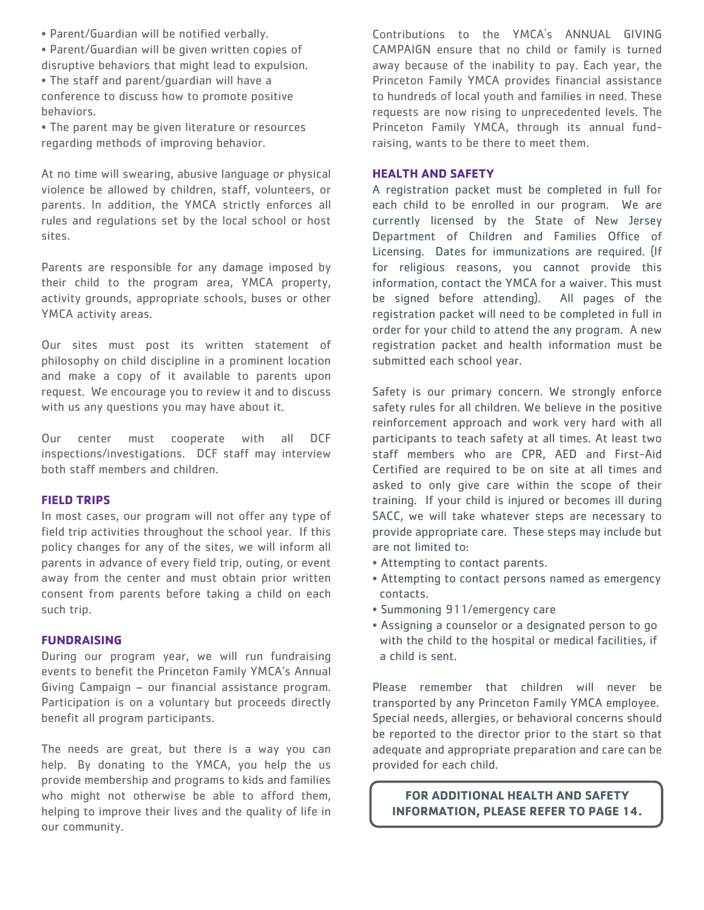- Parent/Guardian will be notified verbally.
- Parent/Guardian will be given written copies of disruptive behaviors that might lead to expulsion.
- The staff and parent/guardian will have a conference to discuss how to promote positive behaviors.
- The parent may be given literature or resources regarding methods of improving behavior.

At no time will swearing, abusive language or physical violence be allowed by children, staff, volunteers, or parents. In addition, the YMCA strictly enforces all rules and regulations set by the local school or host sites.

Parents are responsible for any damage imposed by their child to the program area, YMCA property, activity grounds, appropriate schools, buses or other YMCA activity areas.

Our sites must post its written statement of philosophy on child discipline in a prominent location and make a copy of it available to parents upon request. We encourage you to review it and to discuss with us any questions you may have about it.

Our center must cooperate with all DCF inspections/investigations. DCF staff may interview both staff members and children.

### FIELD TRIPS

In most cases, our program will not offer any type of field trip activities throughout the school year. If this policy changes for any of the sites, we will inform all parents in advance of every field trip, outing, or event away from the center and must obtain prior written consent from parents before taking a child on each such trip.

### FUNDRAISING

During our program year, we will run fundraising events to benefit the Princeton Family YMCA's Annual Giving Campaign – our financial assistance program. Participation is on a voluntary but proceeds directly benefit all program participants.

The needs are great, but there is a way you can help. By donating to the YMCA, you help the us provide membership and programs to kids and families who might not otherwise be able to afford them, helping to improve their lives and the quality of life in our community.

Contributions to the YMCA's ANNUAL GIVING CAMPAIGN ensure that no child or family is turned away because of the inability to pay. Each year, the Princeton Family YMCA provides financial assistance to hundreds of local youth and families in need. These requests are now rising to unprecedented levels. The Princeton Family YMCA, through its annual fund-raising, wants to be there to meet them.

### HEALTH AND SAFETY

A registration packet must be completed in full for each child to be enrolled in our program. We are currently licensed by the State of New Jersey Department of Children and Families Office of Licensing. Dates for immunizations are required. (If for religious reasons, you cannot provide this information, contact the YMCA for a waiver. This must be signed before attending). All pages of the registration packet will need to be completed in full in order for your child to attend the any program. A new registration packet and health information must be submitted each school year.

Safety is our primary concern. We strongly enforce safety rules for all children. We believe in the positive reinforcement approach and work very hard with all participants to teach safety at all times. At least two staff members who are CPR, AED and First-Aid Certified are required to be on site at all times and asked to only give care within the scope of their training. If your child is injured or becomes ill during SACC, we will take whatever steps are necessary to provide appropriate care. These steps may include but are not limited to:

- Attempting to contact parents.
- Attempting to contact persons named as emergency contacts.
- Summoning 911/emergency care
- Assigning a counselor or a designated person to go with the child to the hospital or medical facilities, if a child is sent.

Please remember that children will never be transported by any Princeton Family YMCA employee. Special needs, allergies, or behavioral concerns should be reported to the director prior to the start so that adequate and appropriate preparation and care can be provided for each child.

**FOR ADDITIONAL HEALTH AND SAFETY INFORMATION, PLEASE REFER TO PAGE 14.**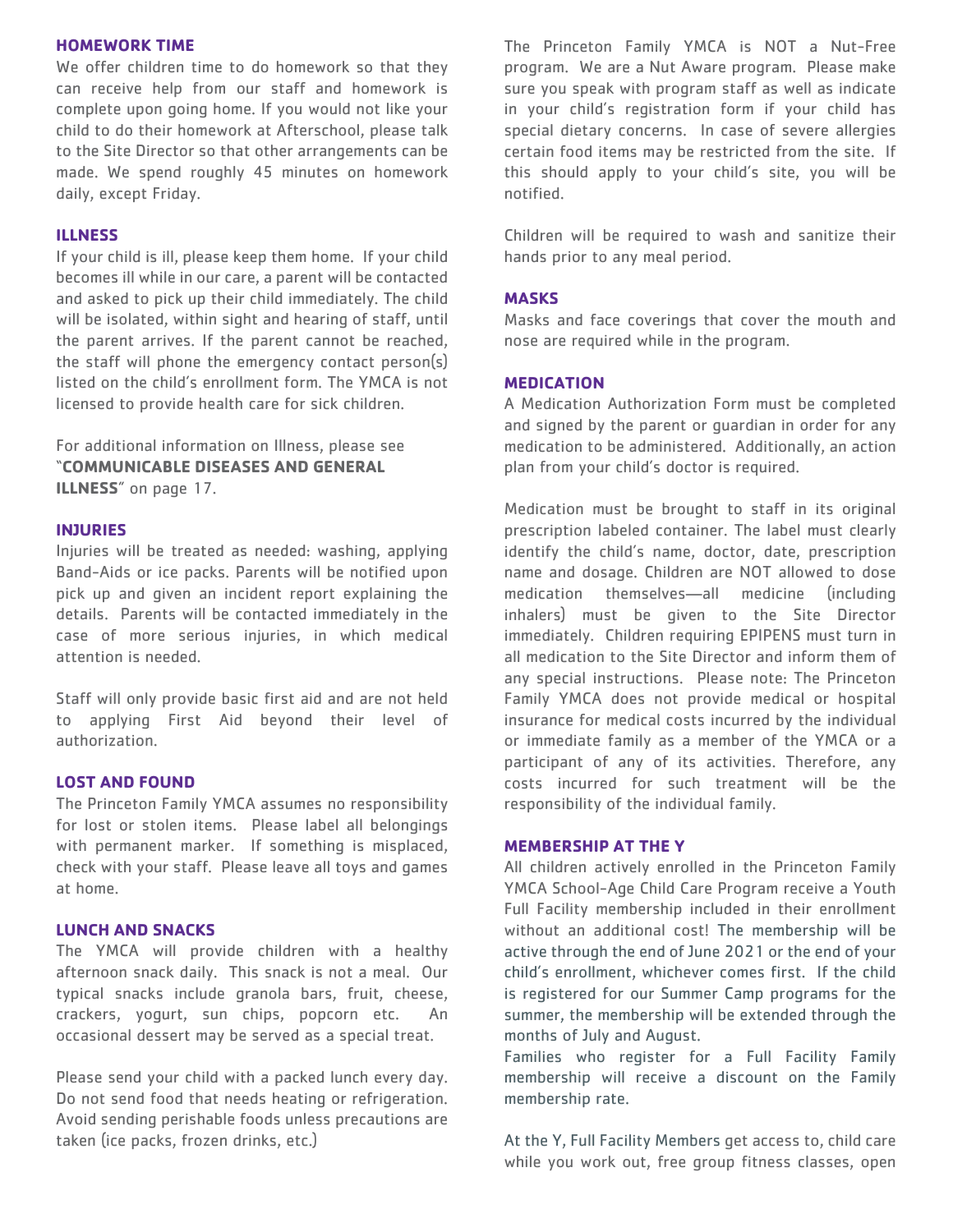## HOMEWORK TIME

We offer children time to do homework so that they can receive help from our staff and homework is complete upon going home. If you would not like your child to do their homework at Afterschool, please talk to the Site Director so that other arrangements can be made. We spend roughly 45 minutes on homework daily, except Friday.

## ILLNESS

If your child is ill, please keep them home. If your child becomes ill while in our care, a parent will be contacted and asked to pick up their child immediately. The child will be isolated, within sight and hearing of staff, until the parent arrives. If the parent cannot be reached, the staff will phone the emergency contact person(s) listed on the child's enrollment form. The YMCA is not licensed to provide health care for sick children.

For additional information on Illness, please see "**COMMUNICABLE DISEASES AND GENERAL ILLNESS**" on page 17.

## INJURIES

Injuries will be treated as needed: washing, applying Band-Aids or ice packs. Parents will be notified upon pick up and given an incident report explaining the details. Parents will be contacted immediately in the case of more serious injuries, in which medical attention is needed.

Staff will only provide basic first aid and are not held to applying First Aid beyond their level of authorization.

## LOST AND FOUND

The Princeton Family YMCA assumes no responsibility for lost or stolen items. Please label all belongings with permanent marker. If something is misplaced, check with your staff. Please leave all toys and games at home.

## LUNCH AND SNACKS

The YMCA will provide children with a healthy afternoon snack daily. This snack is not a meal. Our typical snacks include granola bars, fruit, cheese, crackers, yogurt, sun chips, popcorn etc. An occasional dessert may be served as a special treat.

Please send your child with a packed lunch every day. Do not send food that needs heating or refrigeration. Avoid sending perishable foods unless precautions are taken (ice packs, frozen drinks, etc.)

The Princeton Family YMCA is NOT a Nut-Free program. We are a Nut Aware program. Please make sure you speak with program staff as well as indicate in your child's registration form if your child has special dietary concerns. In case of severe allergies certain food items may be restricted from the site. If this should apply to your child's site, you will be notified.

Children will be required to wash and sanitize their hands prior to any meal period.

## MASKS

Masks and face coverings that cover the mouth and nose are required while in the program.

## MEDICATION

A Medication Authorization Form must be completed and signed by the parent or guardian in order for any medication to be administered. Additionally, an action plan from your child's doctor is required.

Medication must be brought to staff in its original prescription labeled container. The label must clearly identify the child's name, doctor, date, prescription name and dosage. Children are NOT allowed to dose medication themselves—all medicine (including inhalers) must be given to the Site Director immediately. Children requiring EPIPENS must turn in all medication to the Site Director and inform them of any special instructions. Please note: The Princeton Family YMCA does not provide medical or hospital insurance for medical costs incurred by the individual or immediate family as a member of the YMCA or a participant of any of its activities. Therefore, any costs incurred for such treatment will be the responsibility of the individual family.

## MEMBERSHIP AT THE Y

All children actively enrolled in the Princeton Family YMCA School-Age Child Care Program receive a Youth Full Facility membership included in their enrollment without an additional cost! The membership will be active through the end of June 2021 or the end of your child's enrollment, whichever comes first. If the child is registered for our Summer Camp programs for the summer, the membership will be extended through the months of July and August.

Families who register for a Full Facility Family membership will receive a discount on the Family membership rate.

At the Y, Full Facility Members get access to, child care while you work out, free group fitness classes, open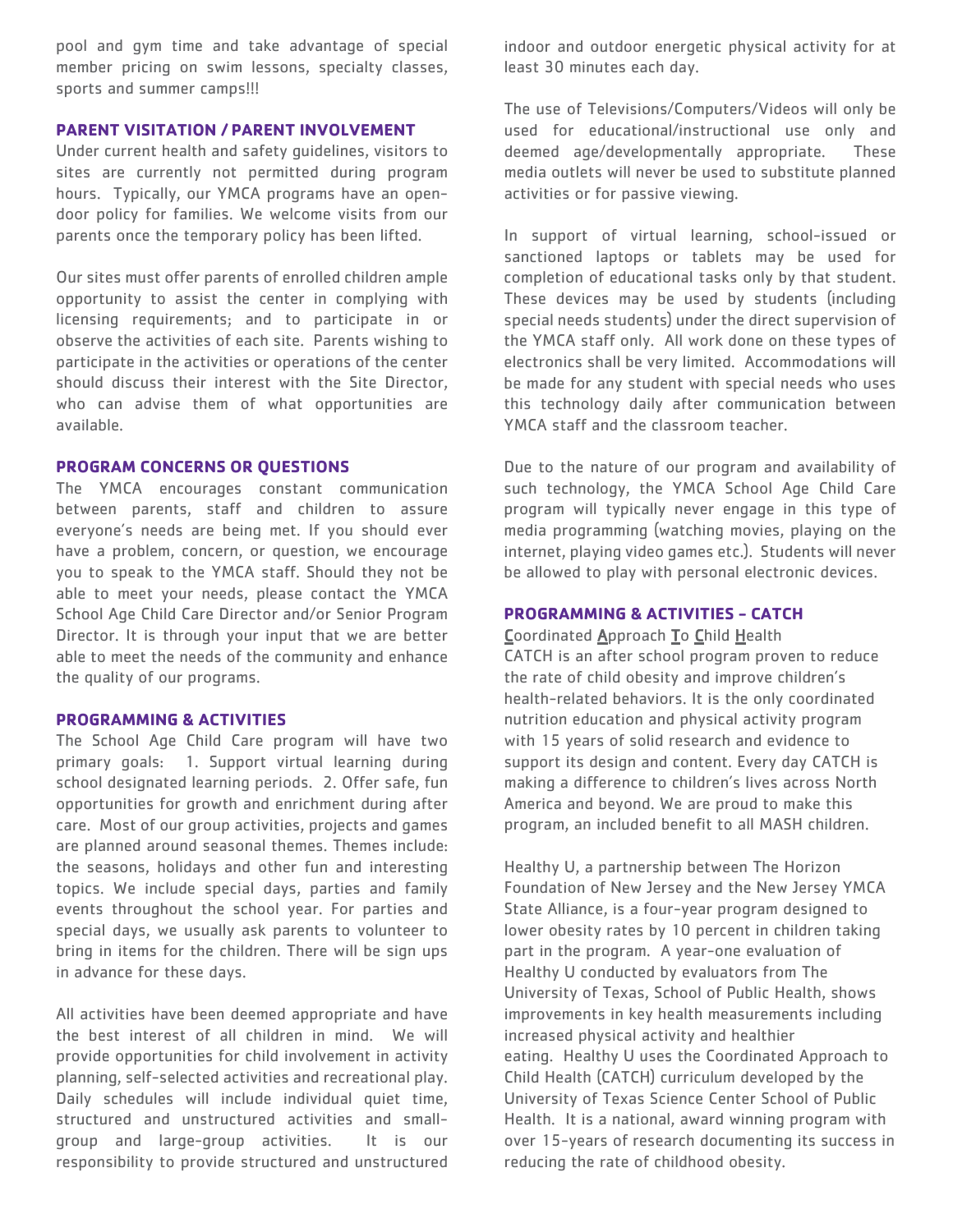pool and gym time and take advantage of special member pricing on swim lessons, specialty classes, sports and summer camps!!!

## PARENT VISITATION / PARENT INVOLVEMENT

Under current health and safety guidelines, visitors to sites are currently not permitted during program hours. Typically, our YMCA programs have an open-door policy for families. We welcome visits from our parents once the temporary policy has been lifted.

Our sites must offer parents of enrolled children ample opportunity to assist the center in complying with licensing requirements; and to participate in or observe the activities of each site. Parents wishing to participate in the activities or operations of the center should discuss their interest with the Site Director, who can advise them of what opportunities are available.

## PROGRAM CONCERNS OR QUESTIONS

The YMCA encourages constant communication between parents, staff and children to assure everyone's needs are being met. If you should ever have a problem, concern, or question, we encourage you to speak to the YMCA staff. Should they not be able to meet your needs, please contact the YMCA School Age Child Care Director and/or Senior Program Director. It is through your input that we are better able to meet the needs of the community and enhance the quality of our programs.

## PROGRAMMING & ACTIVITIES

The School Age Child Care program will have two primary goals: 1. Support virtual learning during school designated learning periods. 2. Offer safe, fun opportunities for growth and enrichment during after care. Most of our group activities, projects and games are planned around seasonal themes. Themes include: the seasons, holidays and other fun and interesting topics. We include special days, parties and family events throughout the school year. For parties and special days, we usually ask parents to volunteer to bring in items for the children. There will be sign ups in advance for these days.

All activities have been deemed appropriate and have the best interest of all children in mind. We will provide opportunities for child involvement in activity planning, self-selected activities and recreational play. Daily schedules will include individual quiet time, structured and unstructured activities and small-group and large-group activities. It is our responsibility to provide structured and unstructured indoor and outdoor energetic physical activity for at least 30 minutes each day.

The use of Televisions/Computers/Videos will only be used for educational/instructional use only and deemed age/developmentally appropriate. These media outlets will never be used to substitute planned activities or for passive viewing.

In support of virtual learning, school-issued or sanctioned laptops or tablets may be used for completion of educational tasks only by that student. These devices may be used by students (including special needs students) under the direct supervision of the YMCA staff only. All work done on these types of electronics shall be very limited. Accommodations will be made for any student with special needs who uses this technology daily after communication between YMCA staff and the classroom teacher.

Due to the nature of our program and availability of such technology, the YMCA School Age Child Care program will typically never engage in this type of media programming (watching movies, playing on the internet, playing video games etc.). Students will never be allowed to play with personal electronic devices.

## PROGRAMMING & ACTIVITIES – CATCH

Coordinated Approach To Child Health

CATCH is an after school program proven to reduce the rate of child obesity and improve children's health-related behaviors. It is the only coordinated nutrition education and physical activity program with 15 years of solid research and evidence to support its design and content. Every day CATCH is making a difference to children's lives across North America and beyond. We are proud to make this program, an included benefit to all MASH children.

Healthy U, a partnership between The Horizon Foundation of New Jersey and the New Jersey YMCA State Alliance, is a four-year program designed to lower obesity rates by 10 percent in children taking part in the program. A year-one evaluation of Healthy U conducted by evaluators from The University of Texas, School of Public Health, shows improvements in key health measurements including increased physical activity and healthier eating. Healthy U uses the Coordinated Approach to Child Health (CATCH) curriculum developed by the University of Texas Science Center School of Public Health. It is a national, award winning program with over 15-years of research documenting its success in reducing the rate of childhood obesity.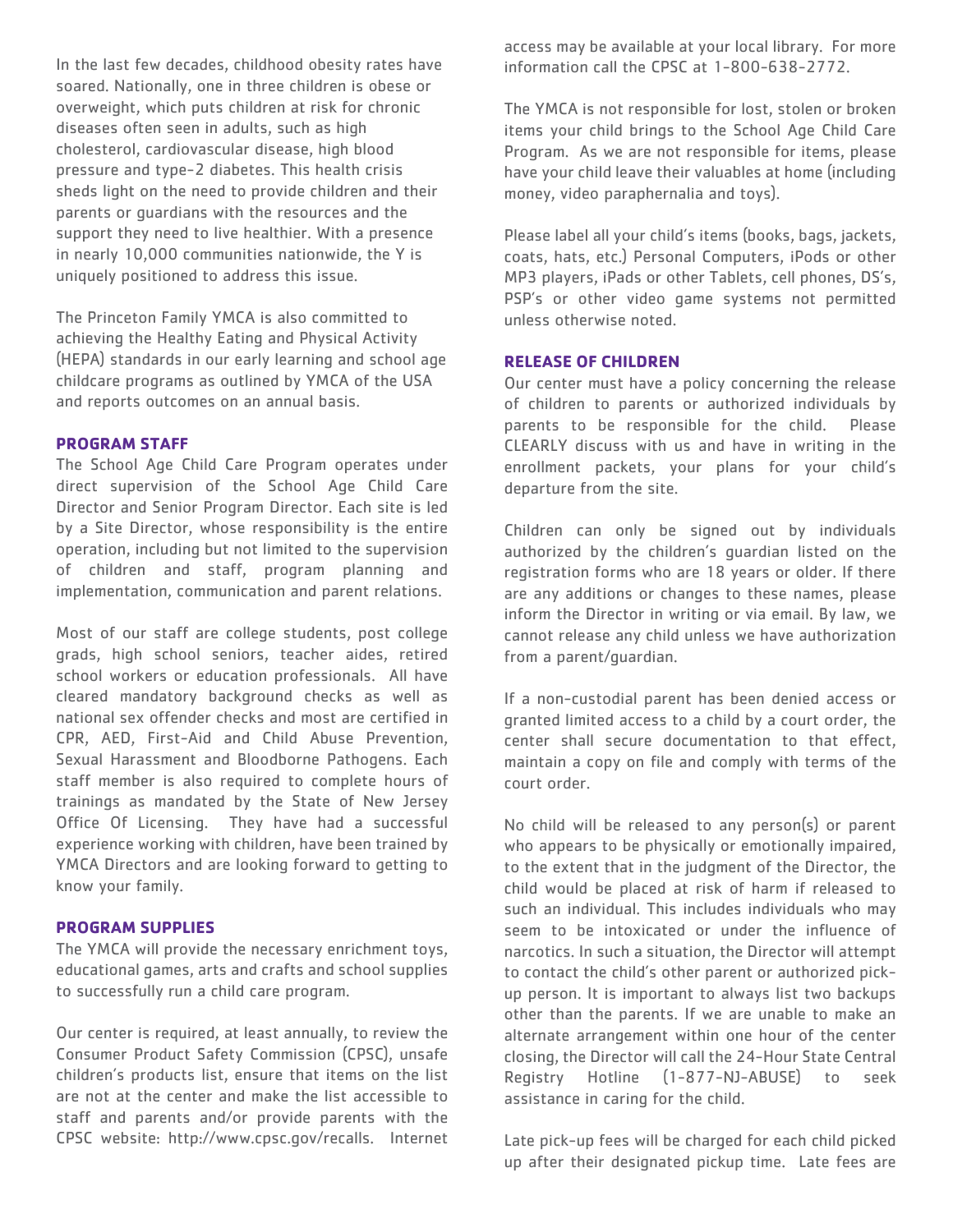In the last few decades, childhood obesity rates have soared. Nationally, one in three children is obese or overweight, which puts children at risk for chronic diseases often seen in adults, such as high cholesterol, cardiovascular disease, high blood pressure and type-2 diabetes. This health crisis sheds light on the need to provide children and their parents or guardians with the resources and the support they need to live healthier. With a presence in nearly 10,000 communities nationwide, the Y is uniquely positioned to address this issue.

The Princeton Family YMCA is also committed to achieving the Healthy Eating and Physical Activity (HEPA) standards in our early learning and school age childcare programs as outlined by YMCA of the USA and reports outcomes on an annual basis.

**PROGRAM STAFF**

The School Age Child Care Program operates under direct supervision of the School Age Child Care Director and Senior Program Director. Each site is led by a Site Director, whose responsibility is the entire operation, including but not limited to the supervision of children and staff, program planning and implementation, communication and parent relations.

Most of our staff are college students, post college grads, high school seniors, teacher aides, retired school workers or education professionals. All have cleared mandatory background checks as well as national sex offender checks and most are certified in CPR, AED, First-Aid and Child Abuse Prevention, Sexual Harassment and Bloodborne Pathogens. Each staff member is also required to complete hours of trainings as mandated by the State of New Jersey Office Of Licensing. They have had a successful experience working with children, have been trained by YMCA Directors and are looking forward to getting to know your family.

**PROGRAM SUPPLIES**

The YMCA will provide the necessary enrichment toys, educational games, arts and crafts and school supplies to successfully run a child care program.

Our center is required, at least annually, to review the Consumer Product Safety Commission (CPSC), unsafe children's products list, ensure that items on the list are not at the center and make the list accessible to staff and parents and/or provide parents with the CPSC website: http://www.cpsc.gov/recalls. Internet access may be available at your local library. For more information call the CPSC at 1-800-638-2772.

The YMCA is not responsible for lost, stolen or broken items your child brings to the School Age Child Care Program. As we are not responsible for items, please have your child leave their valuables at home (including money, video paraphernalia and toys).

Please label all your child's items (books, bags, jackets, coats, hats, etc.) Personal Computers, iPods or other MP3 players, iPads or other Tablets, cell phones, DS's, PSP's or other video game systems not permitted unless otherwise noted.

**RELEASE OF CHILDREN**

Our center must have a policy concerning the release of children to parents or authorized individuals by parents to be responsible for the child. Please CLEARLY discuss with us and have in writing in the enrollment packets, your plans for your child's departure from the site.

Children can only be signed out by individuals authorized by the children's guardian listed on the registration forms who are 18 years or older. If there are any additions or changes to these names, please inform the Director in writing or via email. By law, we cannot release any child unless we have authorization from a parent/guardian.

If a non-custodial parent has been denied access or granted limited access to a child by a court order, the center shall secure documentation to that effect, maintain a copy on file and comply with terms of the court order.

No child will be released to any person(s) or parent who appears to be physically or emotionally impaired, to the extent that in the judgment of the Director, the child would be placed at risk of harm if released to such an individual. This includes individuals who may seem to be intoxicated or under the influence of narcotics. In such a situation, the Director will attempt to contact the child's other parent or authorized pick-up person. It is important to always list two backups other than the parents. If we are unable to make an alternate arrangement within one hour of the center closing, the Director will call the 24-Hour State Central Registry Hotline (1-877-NJ-ABUSE) to seek assistance in caring for the child.

Late pick-up fees will be charged for each child picked up after their designated pickup time. Late fees are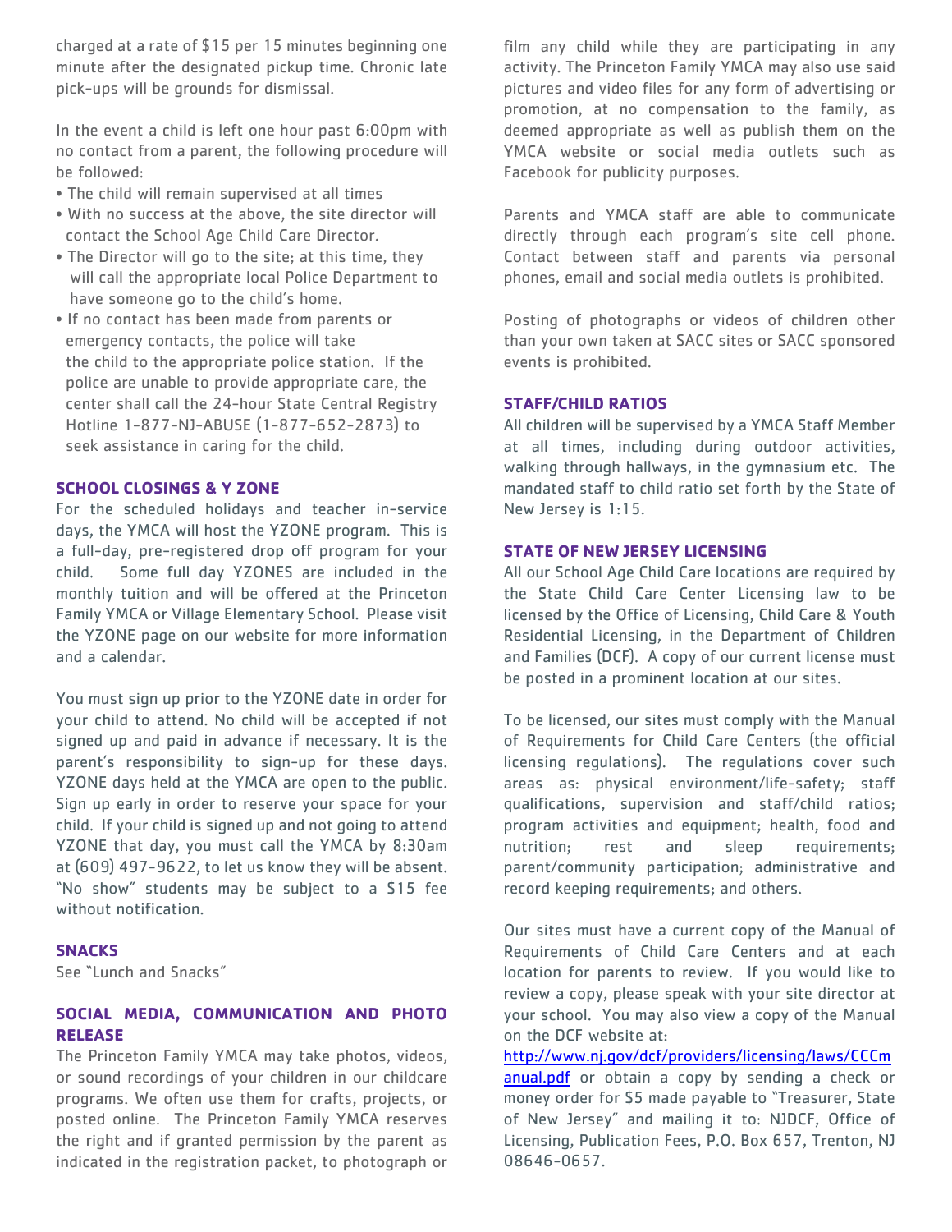charged at a rate of $15 per 15 minutes beginning one minute after the designated pickup time. Chronic late pick-ups will be grounds for dismissal.

In the event a child is left one hour past 6:00pm with no contact from a parent, the following procedure will be followed:

- The child will remain supervised at all times
- With no success at the above, the site director will contact the School Age Child Care Director.
- The Director will go to the site; at this time, they will call the appropriate local Police Department to have someone go to the child's home.
- If no contact has been made from parents or emergency contacts, the police will take the child to the appropriate police station. If the police are unable to provide appropriate care, the center shall call the 24-hour State Central Registry Hotline 1-877-NJ-ABUSE (1-877-652-2873) to seek assistance in caring for the child.

### SCHOOL CLOSINGS & Y ZONE

For the scheduled holidays and teacher in-service days, the YMCA will host the YZONE program. This is a full-day, pre-registered drop off program for your child. Some full day YZONES are included in the monthly tuition and will be offered at the Princeton Family YMCA or Village Elementary School. Please visit the YZONE page on our website for more information and a calendar.

You must sign up prior to the YZONE date in order for your child to attend. No child will be accepted if not signed up and paid in advance if necessary. It is the parent's responsibility to sign-up for these days. YZONE days held at the YMCA are open to the public. Sign up early in order to reserve your space for your child. If your child is signed up and not going to attend YZONE that day, you must call the YMCA by 8:30am at (609) 497-9622, to let us know they will be absent. "No show" students may be subject to a $15 fee without notification.

### SNACKS

See "Lunch and Snacks"

### SOCIAL MEDIA, COMMUNICATION AND PHOTO RELEASE

The Princeton Family YMCA may take photos, videos, or sound recordings of your children in our childcare programs. We often use them for crafts, projects, or posted online. The Princeton Family YMCA reserves the right and if granted permission by the parent as indicated in the registration packet, to photograph or film any child while they are participating in any activity. The Princeton Family YMCA may also use said pictures and video files for any form of advertising or promotion, at no compensation to the family, as deemed appropriate as well as publish them on the YMCA website or social media outlets such as Facebook for publicity purposes.

Parents and YMCA staff are able to communicate directly through each program's site cell phone. Contact between staff and parents via personal phones, email and social media outlets is prohibited.

Posting of photographs or videos of children other than your own taken at SACC sites or SACC sponsored events is prohibited.

### STAFF/CHILD RATIOS

All children will be supervised by a YMCA Staff Member at all times, including during outdoor activities, walking through hallways, in the gymnasium etc. The mandated staff to child ratio set forth by the State of New Jersey is 1:15.

### STATE OF NEW JERSEY LICENSING

All our School Age Child Care locations are required by the State Child Care Center Licensing law to be licensed by the Office of Licensing, Child Care & Youth Residential Licensing, in the Department of Children and Families (DCF). A copy of our current license must be posted in a prominent location at our sites.

To be licensed, our sites must comply with the Manual of Requirements for Child Care Centers (the official licensing regulations). The regulations cover such areas as: physical environment/life-safety; staff qualifications, supervision and staff/child ratios; program activities and equipment; health, food and nutrition; rest and sleep requirements; parent/community participation; administrative and record keeping requirements; and others.

Our sites must have a current copy of the Manual of Requirements of Child Care Centers and at each location for parents to review. If you would like to review a copy, please speak with your site director at your school. You may also view a copy of the Manual on the DCF website at: [http://www.nj.gov/dcf/providers/licensing/laws/CCCmanual.pdf](http://www.nj.gov/dcf/providers/licensing/laws/CCCmanual.pdf) or obtain a copy by sending a check or money order for $5 made payable to "Treasurer, State of New Jersey" and mailing it to: NJDCF, Office of Licensing, Publication Fees, P.O. Box 657, Trenton, NJ 08646-0657.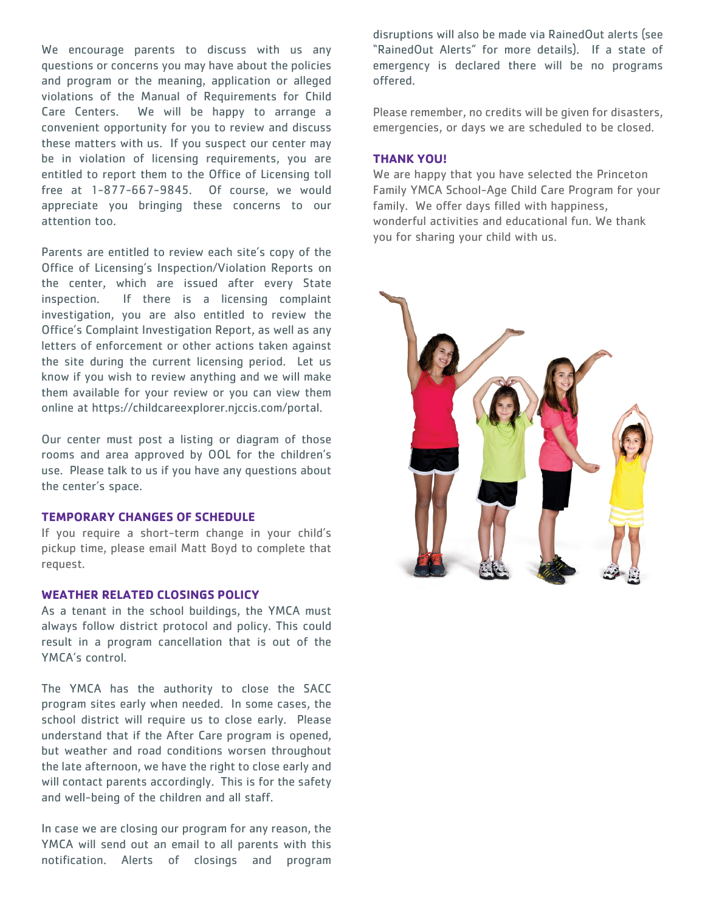We encourage parents to discuss with us any questions or concerns you may have about the policies and program or the meaning, application or alleged violations of the Manual of Requirements for Child Care Centers. We will be happy to arrange a convenient opportunity for you to review and discuss these matters with us. If you suspect our center may be in violation of licensing requirements, you are entitled to report them to the Office of Licensing toll free at 1-877-667-9845. Of course, we would appreciate you bringing these concerns to our attention too.

Parents are entitled to review each site's copy of the Office of Licensing's Inspection/Violation Reports on the center, which are issued after every State inspection. If there is a licensing complaint investigation, you are also entitled to review the Office's Complaint Investigation Report, as well as any letters of enforcement or other actions taken against the site during the current licensing period. Let us know if you wish to review anything and we will make them available for your review or you can view them online at https://childcareexplorer.njccis.com/portal.

Our center must post a listing or diagram of those rooms and area approved by OOL for the children's use. Please talk to us if you have any questions about the center's space.

### TEMPORARY CHANGES OF SCHEDULE

If you require a short-term change in your child's pickup time, please email Matt Boyd to complete that request.

### WEATHER RELATED CLOSINGS POLICY

As a tenant in the school buildings, the YMCA must always follow district protocol and policy. This could result in a program cancellation that is out of the YMCA's control.

The YMCA has the authority to close the SACC program sites early when needed. In some cases, the school district will require us to close early. Please understand that if the After Care program is opened, but weather and road conditions worsen throughout the late afternoon, we have the right to close early and will contact parents accordingly. This is for the safety and well-being of the children and all staff.

In case we are closing our program for any reason, the YMCA will send out an email to all parents with this notification. Alerts of closings and program disruptions will also be made via RainedOut alerts (see "RainedOut Alerts" for more details). If a state of emergency is declared there will be no programs offered.

Please remember, no credits will be given for disasters, emergencies, or days we are scheduled to be closed.

### THANK YOU!

We are happy that you have selected the Princeton Family YMCA School-Age Child Care Program for your family. We offer days filled with happiness, wonderful activities and educational fun. We thank you for sharing your child with us.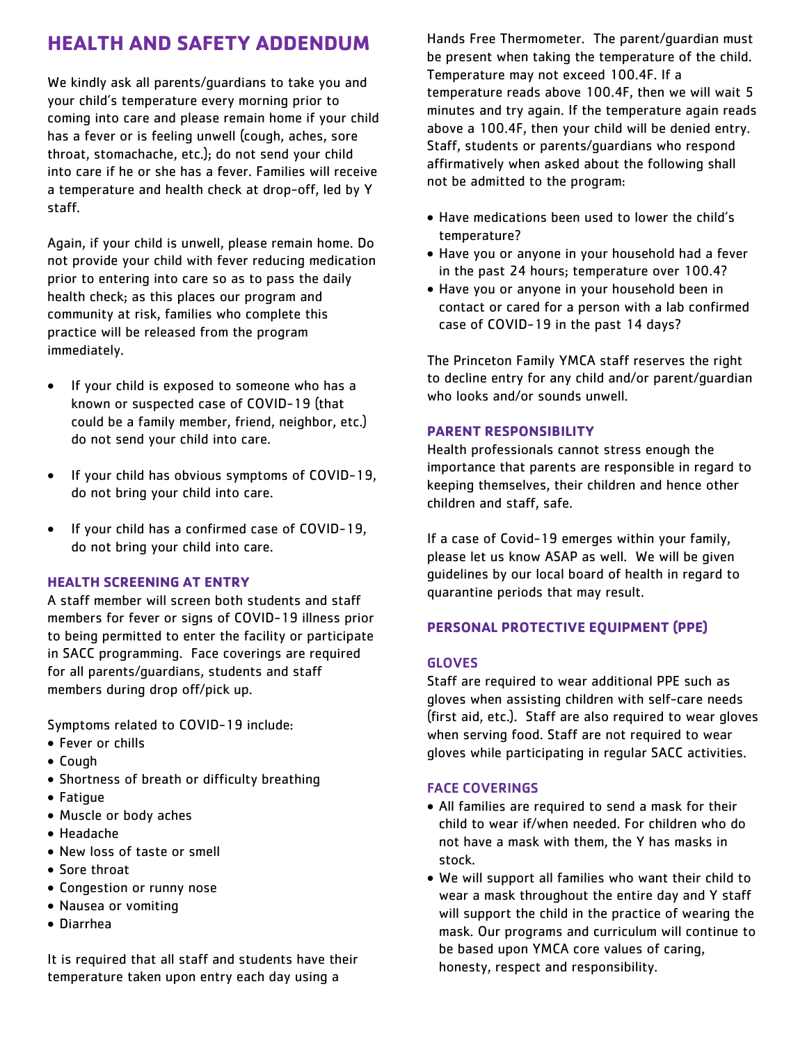# HEALTH AND SAFETY ADDENDUM

We kindly ask all parents/guardians to take you and your child's temperature every morning prior to coming into care and please remain home if your child has a fever or is feeling unwell (cough, aches, sore throat, stomachache, etc.); do not send your child into care if he or she has a fever. Families will receive a temperature and health check at drop-off, led by Y staff.

Again, if your child is unwell, please remain home. Do not provide your child with fever reducing medication prior to entering into care so as to pass the daily health check; as this places our program and community at risk, families who complete this practice will be released from the program immediately.

- If your child is exposed to someone who has a known or suspected case of COVID-19 (that could be a family member, friend, neighbor, etc.) do not send your child into care.
- If your child has obvious symptoms of COVID-19, do not bring your child into care.
- If your child has a confirmed case of COVID-19, do not bring your child into care.

### HEALTH SCREENING AT ENTRY

A staff member will screen both students and staff members for fever or signs of COVID-19 illness prior to being permitted to enter the facility or participate in SACC programming. Face coverings are required for all parents/guardians, students and staff members during drop off/pick up.

Symptoms related to COVID-19 include:

- Fever or chills
- Cough
- Shortness of breath or difficulty breathing
- Fatigue
- Muscle or body aches
- Headache
- New loss of taste or smell
- Sore throat
- Congestion or runny nose
- Nausea or vomiting
- Diarrhea

It is required that all staff and students have their temperature taken upon entry each day using a Hands Free Thermometer. The parent/guardian must be present when taking the temperature of the child. Temperature may not exceed 100.4F. If a temperature reads above 100.4F, then we will wait 5 minutes and try again. If the temperature again reads above a 100.4F, then your child will be denied entry. Staff, students or parents/guardians who respond affirmatively when asked about the following shall not be admitted to the program:

- Have medications been used to lower the child's temperature?
- Have you or anyone in your household had a fever in the past 24 hours; temperature over 100.4?
- Have you or anyone in your household been in contact or cared for a person with a lab confirmed case of COVID-19 in the past 14 days?

The Princeton Family YMCA staff reserves the right to decline entry for any child and/or parent/guardian who looks and/or sounds unwell.

### PARENT RESPONSIBILITY

Health professionals cannot stress enough the importance that parents are responsible in regard to keeping themselves, their children and hence other children and staff, safe.

If a case of Covid-19 emerges within your family, please let us know ASAP as well. We will be given guidelines by our local board of health in regard to quarantine periods that may result.

### PERSONAL PROTECTIVE EQUIPMENT (PPE)

### GLOVES

Staff are required to wear additional PPE such as gloves when assisting children with self-care needs (first aid, etc.). Staff are also required to wear gloves when serving food. Staff are not required to wear gloves while participating in regular SACC activities.

### FACE COVERINGS

- All families are required to send a mask for their child to wear if/when needed. For children who do not have a mask with them, the Y has masks in stock.
- We will support all families who want their child to wear a mask throughout the entire day and Y staff will support the child in the practice of wearing the mask. Our programs and curriculum will continue to be based upon YMCA core values of caring, honesty, respect and responsibility.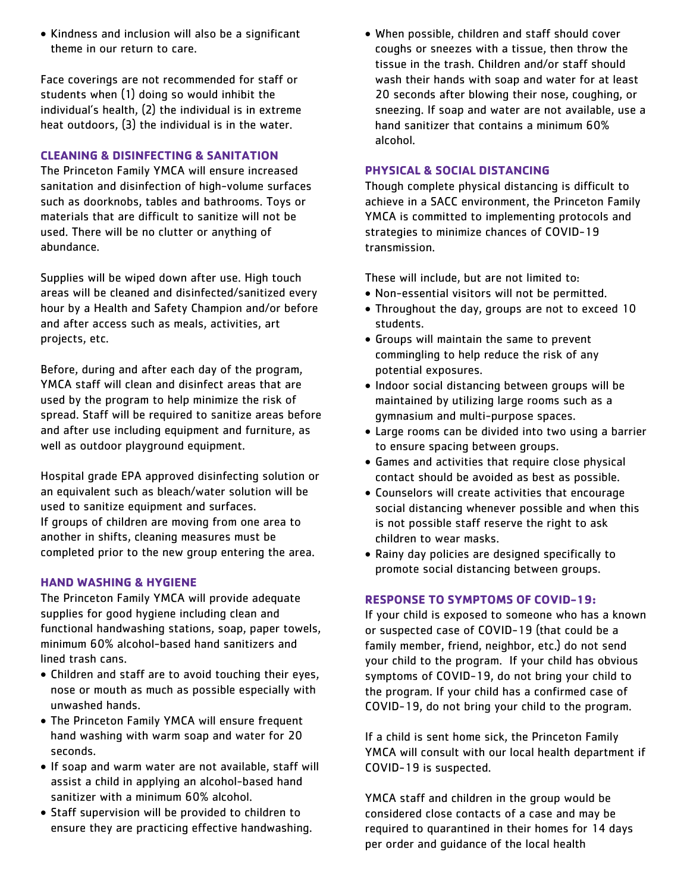- Kindness and inclusion will also be a significant theme in our return to care.

Face coverings are not recommended for staff or students when (1) doing so would inhibit the individual's health, (2) the individual is in extreme heat outdoors, (3) the individual is in the water.

### CLEANING & DISINFECTING & SANITATION

The Princeton Family YMCA will ensure increased sanitation and disinfection of high-volume surfaces such as doorknobs, tables and bathrooms. Toys or materials that are difficult to sanitize will not be used. There will be no clutter or anything of abundance.

Supplies will be wiped down after use. High touch areas will be cleaned and disinfected/sanitized every hour by a Health and Safety Champion and/or before and after access such as meals, activities, art projects, etc.

Before, during and after each day of the program, YMCA staff will clean and disinfect areas that are used by the program to help minimize the risk of spread. Staff will be required to sanitize areas before and after use including equipment and furniture, as well as outdoor playground equipment.

Hospital grade EPA approved disinfecting solution or an equivalent such as bleach/water solution will be used to sanitize equipment and surfaces.
If groups of children are moving from one area to another in shifts, cleaning measures must be completed prior to the new group entering the area.

### HAND WASHING & HYGIENE

The Princeton Family YMCA will provide adequate supplies for good hygiene including clean and functional handwashing stations, soap, paper towels, minimum 60% alcohol-based hand sanitizers and lined trash cans.

- Children and staff are to avoid touching their eyes, nose or mouth as much as possible especially with unwashed hands.
- The Princeton Family YMCA will ensure frequent hand washing with warm soap and water for 20 seconds.
- If soap and warm water are not available, staff will assist a child in applying an alcohol-based hand sanitizer with a minimum 60% alcohol.
- Staff supervision will be provided to children to ensure they are practicing effective handwashing.
- When possible, children and staff should cover coughs or sneezes with a tissue, then throw the tissue in the trash. Children and/or staff should wash their hands with soap and water for at least 20 seconds after blowing their nose, coughing, or sneezing. If soap and water are not available, use a hand sanitizer that contains a minimum 60% alcohol.

### PHYSICAL & SOCIAL DISTANCING

Though complete physical distancing is difficult to achieve in a SACC environment, the Princeton Family YMCA is committed to implementing protocols and strategies to minimize chances of COVID-19 transmission.

These will include, but are not limited to:

- Non-essential visitors will not be permitted.
- Throughout the day, groups are not to exceed 10 students.
- Groups will maintain the same to prevent commingling to help reduce the risk of any potential exposures.
- Indoor social distancing between groups will be maintained by utilizing large rooms such as a gymnasium and multi-purpose spaces.
- Large rooms can be divided into two using a barrier to ensure spacing between groups.
- Games and activities that require close physical contact should be avoided as best as possible.
- Counselors will create activities that encourage social distancing whenever possible and when this is not possible staff reserve the right to ask children to wear masks.
- Rainy day policies are designed specifically to promote social distancing between groups.

### RESPONSE TO SYMPTOMS OF COVID-19:

If your child is exposed to someone who has a known or suspected case of COVID-19 (that could be a family member, friend, neighbor, etc.) do not send your child to the program. If your child has obvious symptoms of COVID-19, do not bring your child to the program. If your child has a confirmed case of COVID-19, do not bring your child to the program.

If a child is sent home sick, the Princeton Family YMCA will consult with our local health department if COVID-19 is suspected.

YMCA staff and children in the group would be considered close contacts of a case and may be required to quarantined in their homes for 14 days per order and guidance of the local health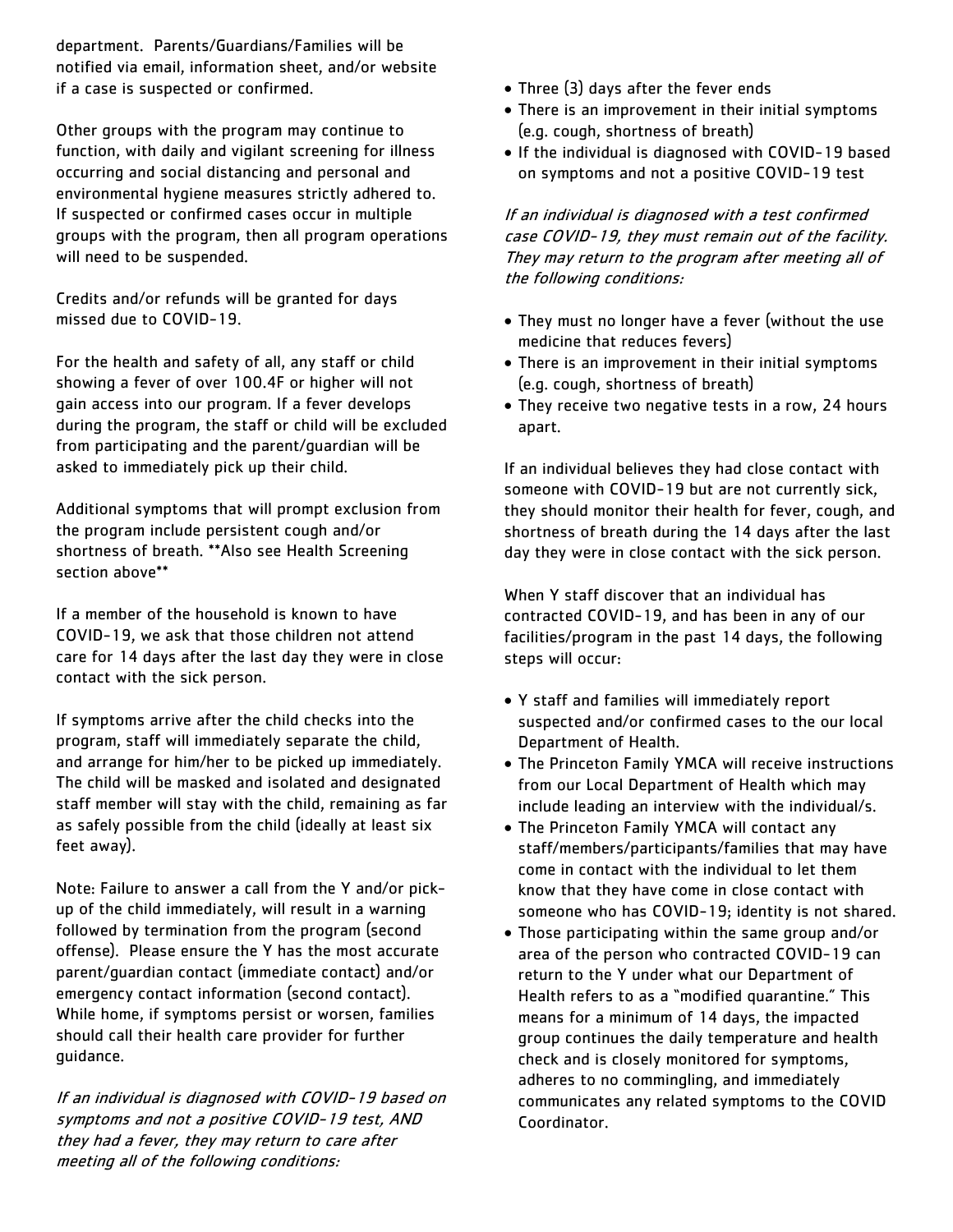department. Parents/Guardians/Families will be notified via email, information sheet, and/or website if a case is suspected or confirmed.

Other groups with the program may continue to function, with daily and vigilant screening for illness occurring and social distancing and personal and environmental hygiene measures strictly adhered to. If suspected or confirmed cases occur in multiple groups with the program, then all program operations will need to be suspended.

Credits and/or refunds will be granted for days missed due to COVID-19.

For the health and safety of all, any staff or child showing a fever of over 100.4F or higher will not gain access into our program. If a fever develops during the program, the staff or child will be excluded from participating and the parent/guardian will be asked to immediately pick up their child.

Additional symptoms that will prompt exclusion from the program include persistent cough and/or shortness of breath. **Also see Health Screening section above**

If a member of the household is known to have COVID-19, we ask that those children not attend care for 14 days after the last day they were in close contact with the sick person.

If symptoms arrive after the child checks into the program, staff will immediately separate the child, and arrange for him/her to be picked up immediately. The child will be masked and isolated and designated staff member will stay with the child, remaining as far as safely possible from the child (ideally at least six feet away).

Note: Failure to answer a call from the Y and/or pick-up of the child immediately, will result in a warning followed by termination from the program (second offense). Please ensure the Y has the most accurate parent/guardian contact (immediate contact) and/or emergency contact information (second contact). While home, if symptoms persist or worsen, families should call their health care provider for further guidance.

*If an individual is diagnosed with COVID-19 based on symptoms and not a positive COVID-19 test, AND they had a fever, they may return to care after meeting all of the following conditions:*

- Three (3) days after the fever ends
- There is an improvement in their initial symptoms (e.g. cough, shortness of breath)
- If the individual is diagnosed with COVID-19 based on symptoms and not a positive COVID-19 test

*If an individual is diagnosed with a test confirmed case COVID-19, they must remain out of the facility. They may return to the program after meeting all of the following conditions:*

- They must no longer have a fever (without the use medicine that reduces fevers)
- There is an improvement in their initial symptoms (e.g. cough, shortness of breath)
- They receive two negative tests in a row, 24 hours apart.

If an individual believes they had close contact with someone with COVID-19 but are not currently sick, they should monitor their health for fever, cough, and shortness of breath during the 14 days after the last day they were in close contact with the sick person.

When Y staff discover that an individual has contracted COVID-19, and has been in any of our facilities/program in the past 14 days, the following steps will occur:

- Y staff and families will immediately report suspected and/or confirmed cases to the our local Department of Health.
- The Princeton Family YMCA will receive instructions from our Local Department of Health which may include leading an interview with the individual/s.
- The Princeton Family YMCA will contact any staff/members/participants/families that may have come in contact with the individual to let them know that they have come in close contact with someone who has COVID-19; identity is not shared.
- Those participating within the same group and/or area of the person who contracted COVID-19 can return to the Y under what our Department of Health refers to as a "modified quarantine." This means for a minimum of 14 days, the impacted group continues the daily temperature and health check and is closely monitored for symptoms, adheres to no commingling, and immediately communicates any related symptoms to the COVID Coordinator.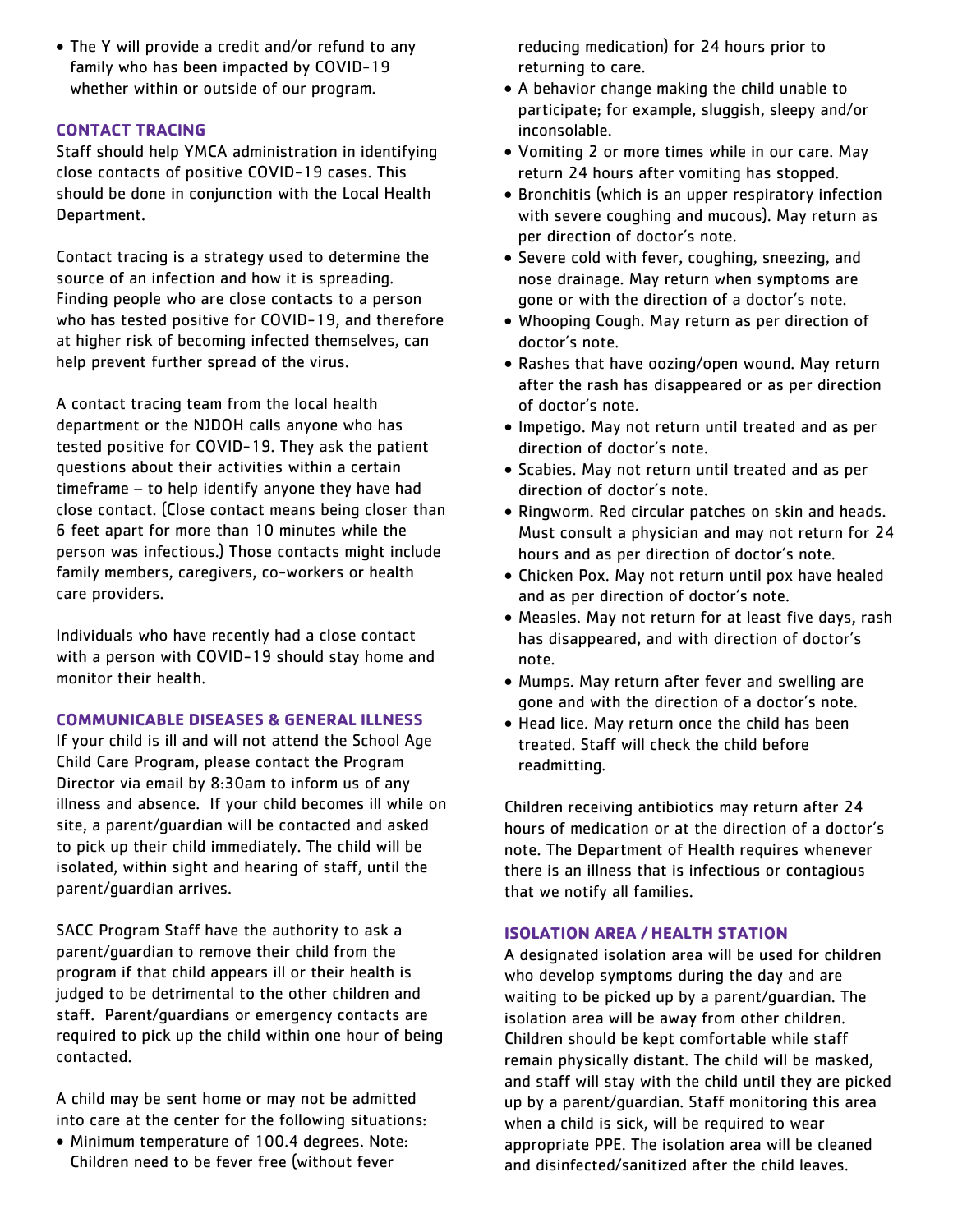- The Y will provide a credit and/or refund to any family who has been impacted by COVID-19 whether within or outside of our program.

## CONTACT TRACING

Staff should help YMCA administration in identifying close contacts of positive COVID-19 cases. This should be done in conjunction with the Local Health Department.

Contact tracing is a strategy used to determine the source of an infection and how it is spreading. Finding people who are close contacts to a person who has tested positive for COVID-19, and therefore at higher risk of becoming infected themselves, can help prevent further spread of the virus.

A contact tracing team from the local health department or the NJDOH calls anyone who has tested positive for COVID-19. They ask the patient questions about their activities within a certain timeframe – to help identify anyone they have had close contact. (Close contact means being closer than 6 feet apart for more than 10 minutes while the person was infectious.) Those contacts might include family members, caregivers, co-workers or health care providers.

Individuals who have recently had a close contact with a person with COVID-19 should stay home and monitor their health.

## COMMUNICABLE DISEASES & GENERAL ILLNESS

If your child is ill and will not attend the School Age Child Care Program, please contact the Program Director via email by 8:30am to inform us of any illness and absence. If your child becomes ill while on site, a parent/guardian will be contacted and asked to pick up their child immediately. The child will be isolated, within sight and hearing of staff, until the parent/guardian arrives.

SACC Program Staff have the authority to ask a parent/guardian to remove their child from the program if that child appears ill or their health is judged to be detrimental to the other children and staff. Parent/guardians or emergency contacts are required to pick up the child within one hour of being contacted.

A child may be sent home or may not be admitted into care at the center for the following situations:

- Minimum temperature of 100.4 degrees. Note: Children need to be fever free (without fever reducing medication) for 24 hours prior to returning to care.
- A behavior change making the child unable to participate; for example, sluggish, sleepy and/or inconsolable.
- Vomiting 2 or more times while in our care. May return 24 hours after vomiting has stopped.
- Bronchitis (which is an upper respiratory infection with severe coughing and mucous). May return as per direction of doctor's note.
- Severe cold with fever, coughing, sneezing, and nose drainage. May return when symptoms are gone or with the direction of a doctor's note.
- Whooping Cough. May return as per direction of doctor's note.
- Rashes that have oozing/open wound. May return after the rash has disappeared or as per direction of doctor's note.
- Impetigo. May not return until treated and as per direction of doctor's note.
- Scabies. May not return until treated and as per direction of doctor's note.
- Ringworm. Red circular patches on skin and heads. Must consult a physician and may not return for 24 hours and as per direction of doctor's note.
- Chicken Pox. May not return until pox have healed and as per direction of doctor's note.
- Measles. May not return for at least five days, rash has disappeared, and with direction of doctor's note.
- Mumps. May return after fever and swelling are gone and with the direction of a doctor's note.
- Head lice. May return once the child has been treated. Staff will check the child before readmitting.

Children receiving antibiotics may return after 24 hours of medication or at the direction of a doctor's note. The Department of Health requires whenever there is an illness that is infectious or contagious that we notify all families.

## ISOLATION AREA / HEALTH STATION

A designated isolation area will be used for children who develop symptoms during the day and are waiting to be picked up by a parent/guardian. The isolation area will be away from other children. Children should be kept comfortable while staff remain physically distant. The child will be masked, and staff will stay with the child until they are picked up by a parent/guardian. Staff monitoring this area when a child is sick, will be required to wear appropriate PPE. The isolation area will be cleaned and disinfected/sanitized after the child leaves.